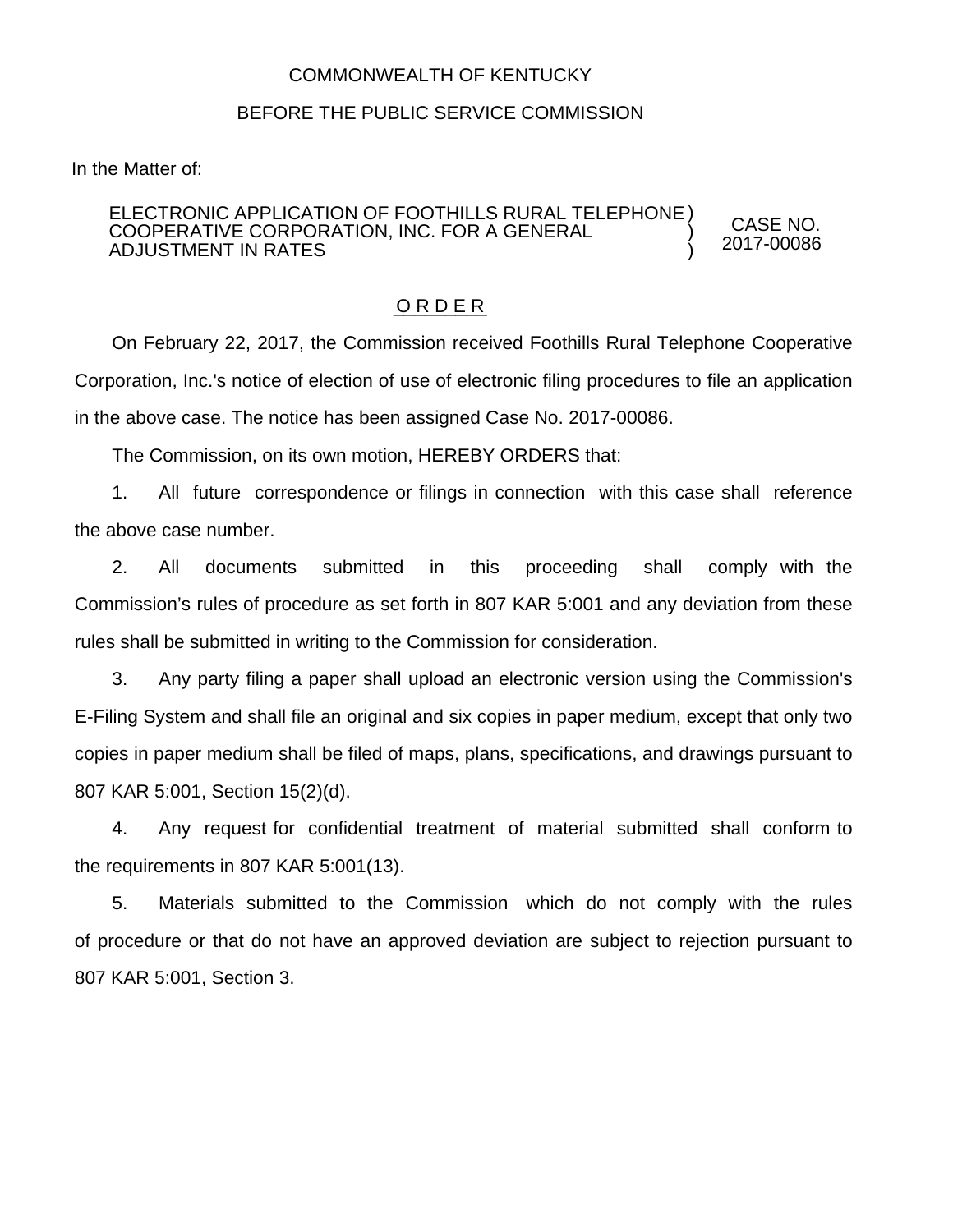COMMONWEALTH OF KENTUCKY

BEFORE THE PUBLIC SERVICE COMMISSION

In the Matter of:

| | | |
|---|---|---|
| ELECTRONIC APPLICATION OF FOOTHILLS RURAL TELEPHONE COOPERATIVE CORPORATION, INC. FOR A GENERAL ADJUSTMENT IN RATES | ) ) ) | CASE NO. 2017-00086 |

## O R D E R

On February 22, 2017, the Commission received Foothills Rural Telephone Cooperative Corporation, Inc.'s notice of election of use of electronic filing procedures to file an application in the above case. The notice has been assigned Case No. 2017-00086.

The Commission, on its own motion, HEREBY ORDERS that:

1. All future correspondence or filings in connection with this case shall reference the above case number.

2. All documents submitted in this proceeding shall comply with the Commission's rules of procedure as set forth in 807 KAR 5:001 and any deviation from these rules shall be submitted in writing to the Commission for consideration.

3. Any party filing a paper shall upload an electronic version using the Commission's E-Filing System and shall file an original and six copies in paper medium, except that only two copies in paper medium shall be filed of maps, plans, specifications, and drawings pursuant to 807 KAR 5:001, Section 15(2)(d).

4. Any request for confidential treatment of material submitted shall conform to the requirements in 807 KAR 5:001(13).

5. Materials submitted to the Commission which do not comply with the rules of procedure or that do not have an approved deviation are subject to rejection pursuant to 807 KAR 5:001, Section 3.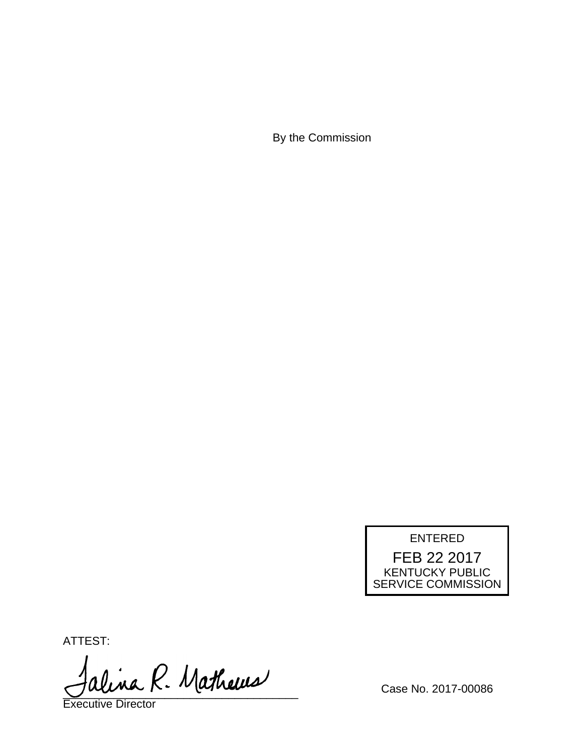By the Commission

ENTERED

FEB 22 2017

KENTUCKY PUBLIC
SERVICE COMMISSION

ATTEST:

Talina R. Mathews

Executive Director

Case No. 2017-00086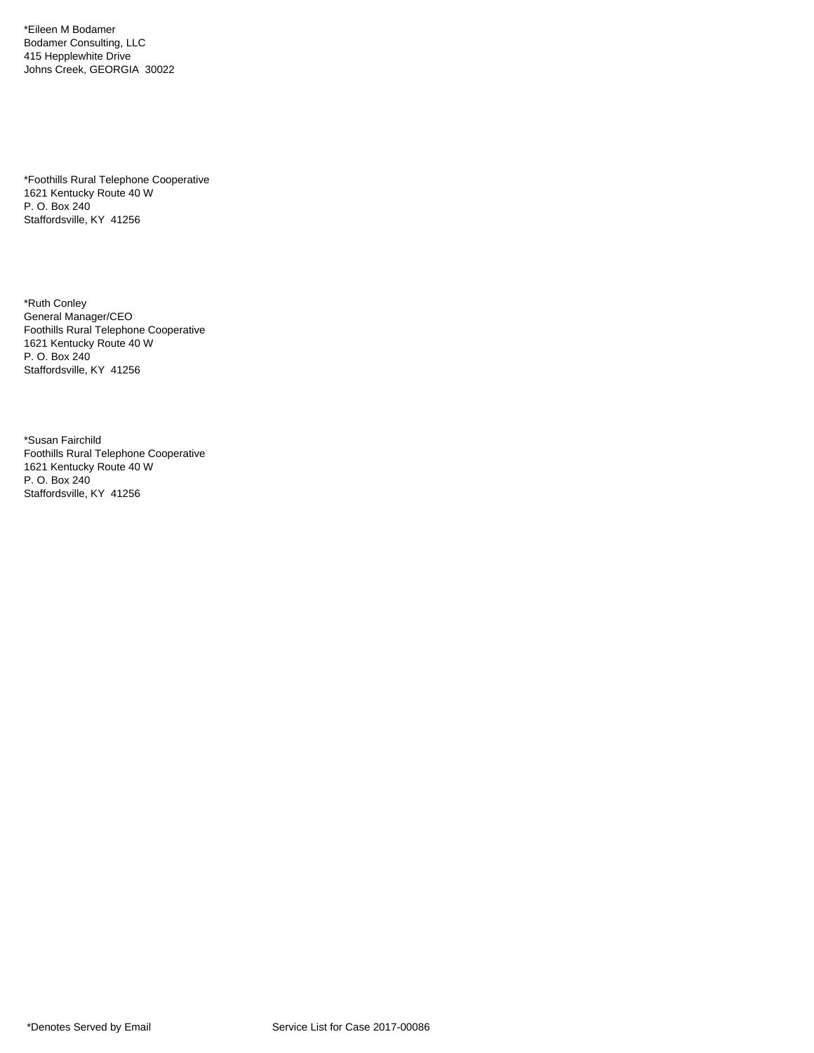*Eileen M Bodamer
Bodamer Consulting, LLC
415 Hepplewhite Drive
Johns Creek, GEORGIA  30022

*Foothills Rural Telephone Cooperative
1621 Kentucky Route 40 W
P. O. Box 240
Staffordsville, KY  41256

*Ruth Conley
General Manager/CEO
Foothills Rural Telephone Cooperative
1621 Kentucky Route 40 W
P. O. Box 240
Staffordsville, KY  41256

*Susan Fairchild
Foothills Rural Telephone Cooperative
1621 Kentucky Route 40 W
P. O. Box 240
Staffordsville, KY  41256

*Denotes Served by Email

Service List for Case 2017-00086